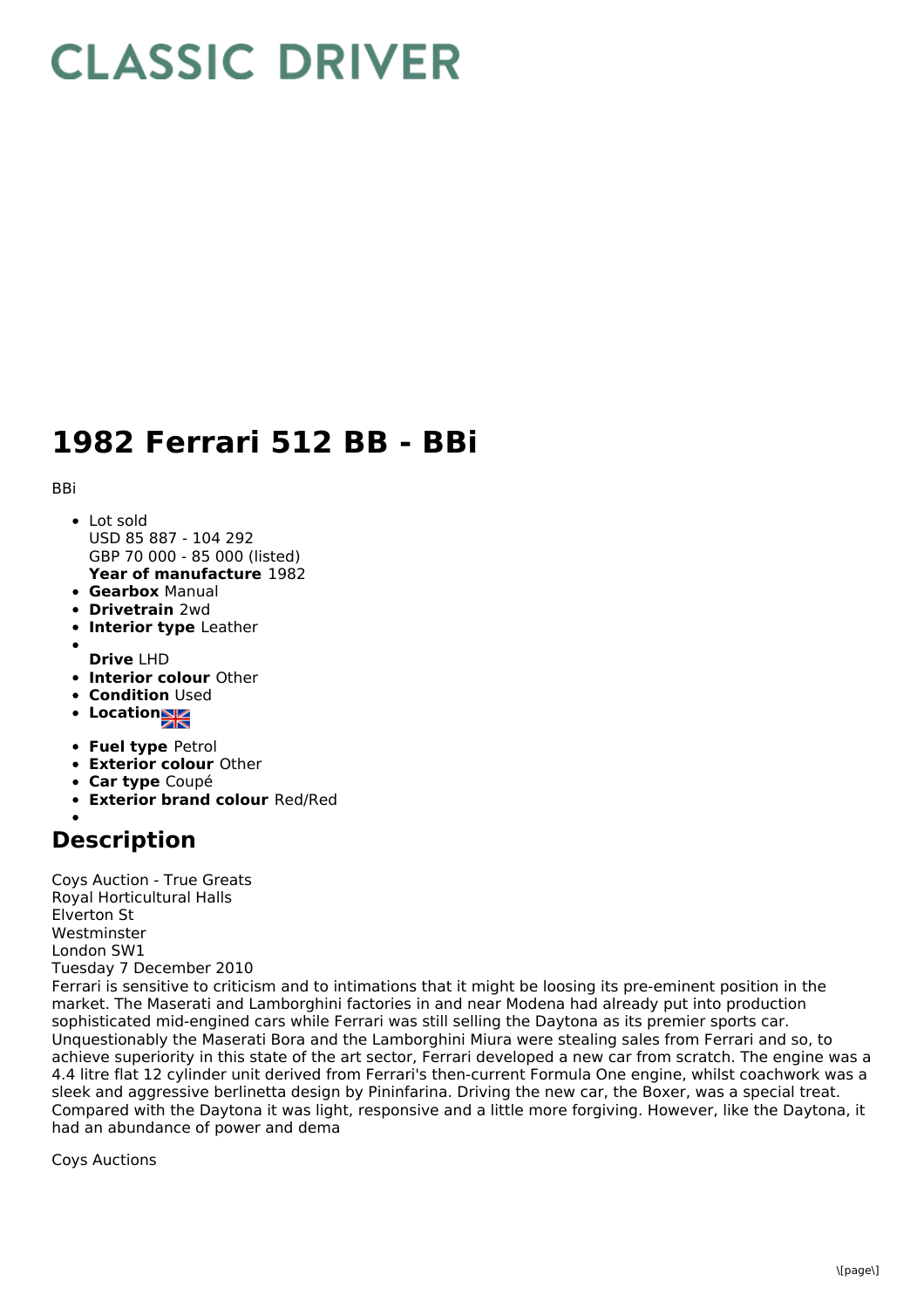# CLASSIC DRIVER

# 1982 Ferrari 512 BB - BBi

BBi

- Lot sold
  USD 85 887 - 104 292
  GBP 70 000 - 85 000 (listed)
  **Year of manufacture** 1982
- **Gearbox** Manual
- **Drivetrain** 2wd
- **Interior type** Leather
- 
  **Drive** LHD
- **Interior colour** Other
- **Condition** Used
- **Location**
- **Fuel type** Petrol
- **Exterior colour** Other
- **Car type** Coupé
- **Exterior brand colour** Red/Red
- 

## Description

Coys Auction - True Greats
Royal Horticultural Halls
Elverton St
Westminster
London SW1
Tuesday 7 December 2010
Ferrari is sensitive to criticism and to intimations that it might be loosing its pre-eminent position in the market. The Maserati and Lamborghini factories in and near Modena had already put into production sophisticated mid-engined cars while Ferrari was still selling the Daytona as its premier sports car. Unquestionably the Maserati Bora and the Lamborghini Miura were stealing sales from Ferrari and so, to achieve superiority in this state of the art sector, Ferrari developed a new car from scratch. The engine was a 4.4 litre flat 12 cylinder unit derived from Ferrari's then-current Formula One engine, whilst coachwork was a sleek and aggressive berlinetta design by Pininfarina. Driving the new car, the Boxer, was a special treat. Compared with the Daytona it was light, responsive and a little more forgiving. However, like the Daytona, it had an abundance of power and dema

Coys Auctions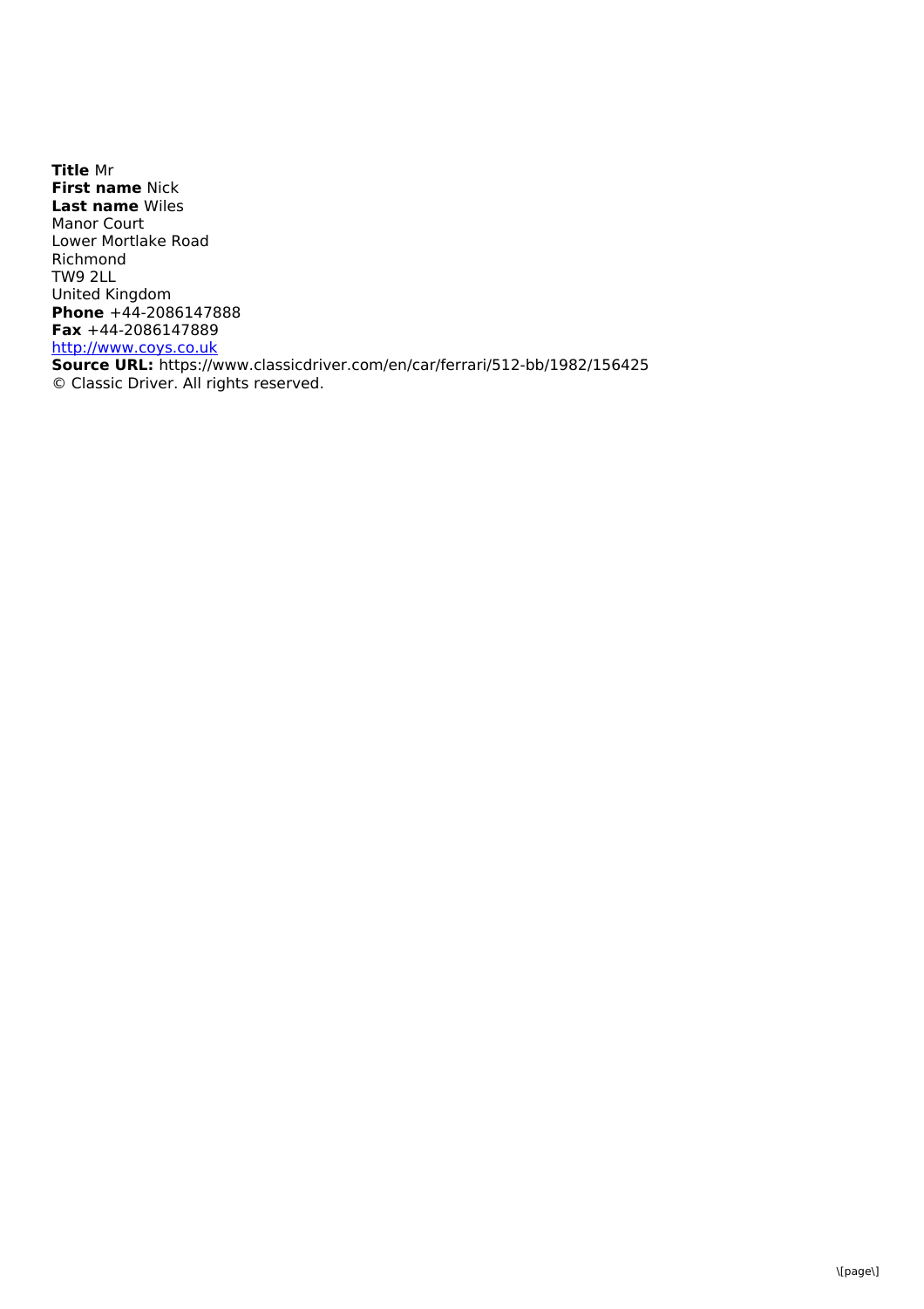**Title** Mr
**First name** Nick
**Last name** Wiles
Manor Court
Lower Mortlake Road
Richmond
TW9 2LL
United Kingdom
**Phone** +44-2086147888
**Fax** +44-2086147889
[http://www.coys.co.uk](http://www.coys.co.uk)
**Source URL:** https://www.classicdriver.com/en/car/ferrari/512-bb/1982/156425
© Classic Driver. All rights reserved.